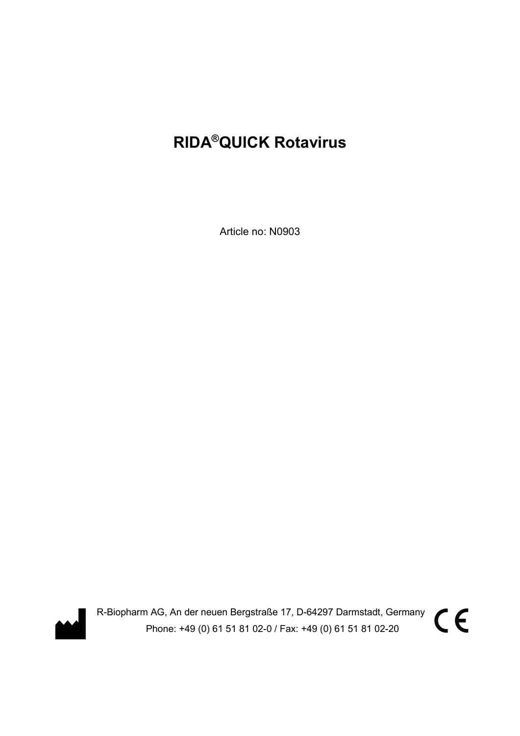# RIDA®QUICK Rotavirus

Article no: N0903

R-Biopharm AG, An der neuen Bergstraße 17, D-64297 Darmstadt, Germany
Phone: +49 (0) 61 51 81 02-0 / Fax: +49 (0) 61 51 81 02-20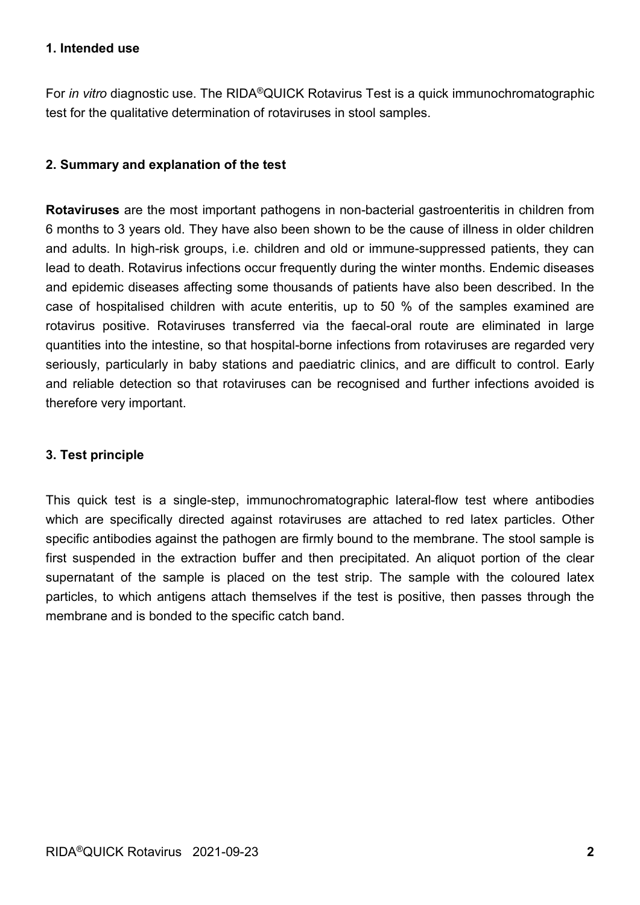## 1. Intended use

For *in vitro* diagnostic use. The RIDA®QUICK Rotavirus Test is a quick immunochromatographic test for the qualitative determination of rotaviruses in stool samples.

## 2. Summary and explanation of the test

**Rotaviruses** are the most important pathogens in non-bacterial gastroenteritis in children from 6 months to 3 years old. They have also been shown to be the cause of illness in older children and adults. In high-risk groups, i.e. children and old or immune-suppressed patients, they can lead to death. Rotavirus infections occur frequently during the winter months. Endemic diseases and epidemic diseases affecting some thousands of patients have also been described. In the case of hospitalised children with acute enteritis, up to 50 % of the samples examined are rotavirus positive. Rotaviruses transferred via the faecal-oral route are eliminated in large quantities into the intestine, so that hospital-borne infections from rotaviruses are regarded very seriously, particularly in baby stations and paediatric clinics, and are difficult to control. Early and reliable detection so that rotaviruses can be recognised and further infections avoided is therefore very important.

## 3. Test principle

This quick test is a single-step, immunochromatographic lateral-flow test where antibodies which are specifically directed against rotaviruses are attached to red latex particles. Other specific antibodies against the pathogen are firmly bound to the membrane. The stool sample is first suspended in the extraction buffer and then precipitated. An aliquot portion of the clear supernatant of the sample is placed on the test strip. The sample with the coloured latex particles, to which antigens attach themselves if the test is positive, then passes through the membrane and is bonded to the specific catch band.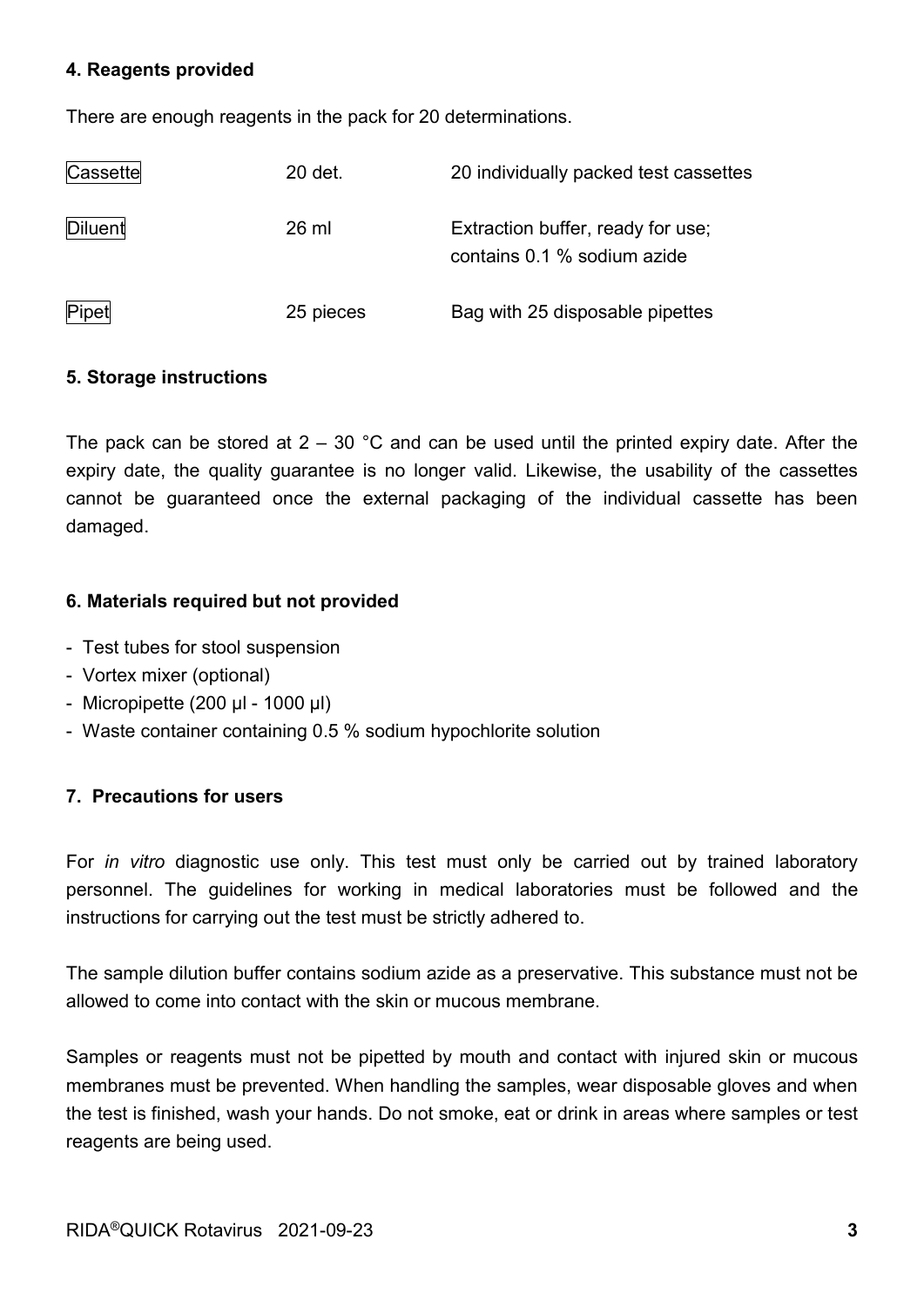### 4. Reagents provided

There are enough reagents in the pack for 20 determinations.

| | | |
|---|---|---|
| Cassette | 20 det. | 20 individually packed test cassettes |
| Diluent | 26 ml | Extraction buffer, ready for use; contains 0.1 % sodium azide |
| Pipet | 25 pieces | Bag with 25 disposable pipettes |

### 5. Storage instructions

The pack can be stored at 2 – 30 °C and can be used until the printed expiry date. After the expiry date, the quality guarantee is no longer valid. Likewise, the usability of the cassettes cannot be guaranteed once the external packaging of the individual cassette has been damaged.

### 6. Materials required but not provided

- Test tubes for stool suspension
- Vortex mixer (optional)
- Micropipette (200 µl - 1000 µl)
- Waste container containing 0.5 % sodium hypochlorite solution

### 7. Precautions for users

For *in vitro* diagnostic use only. This test must only be carried out by trained laboratory personnel. The guidelines for working in medical laboratories must be followed and the instructions for carrying out the test must be strictly adhered to.

The sample dilution buffer contains sodium azide as a preservative. This substance must not be allowed to come into contact with the skin or mucous membrane.

Samples or reagents must not be pipetted by mouth and contact with injured skin or mucous membranes must be prevented. When handling the samples, wear disposable gloves and when the test is finished, wash your hands. Do not smoke, eat or drink in areas where samples or test reagents are being used.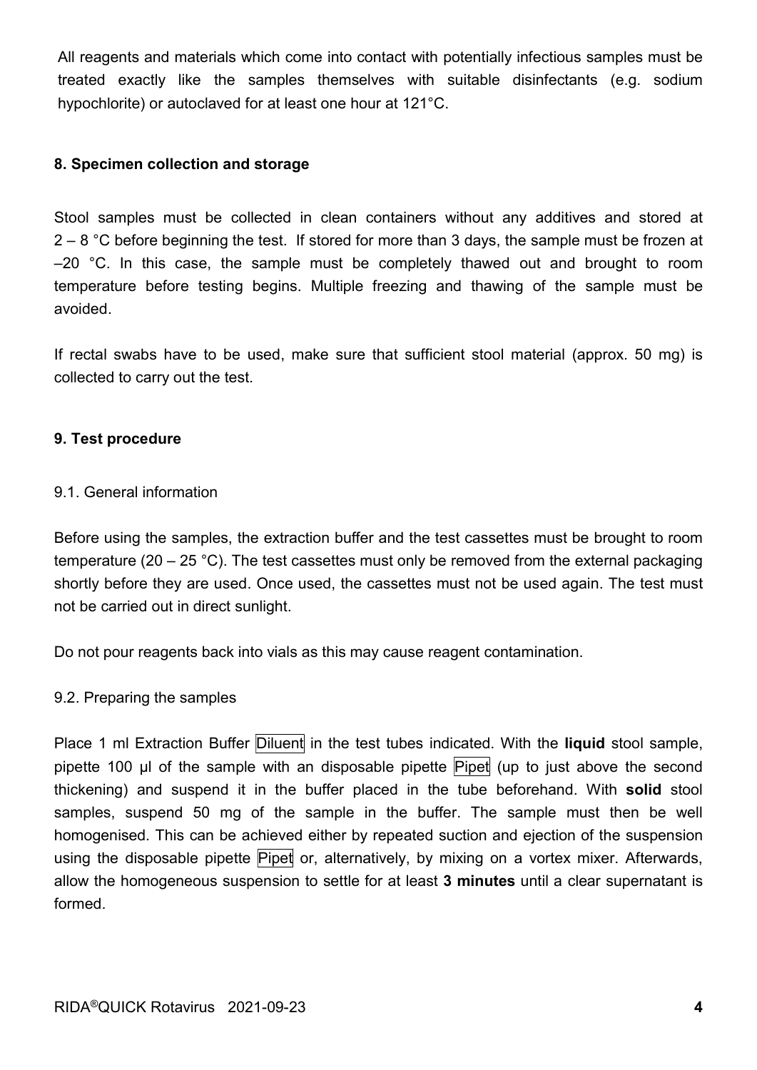All reagents and materials which come into contact with potentially infectious samples must be treated exactly like the samples themselves with suitable disinfectants (e.g. sodium hypochlorite) or autoclaved for at least one hour at 121°C.

## 8. Specimen collection and storage

Stool samples must be collected in clean containers without any additives and stored at 2 – 8 °C before beginning the test. If stored for more than 3 days, the sample must be frozen at –20 °C. In this case, the sample must be completely thawed out and brought to room temperature before testing begins. Multiple freezing and thawing of the sample must be avoided.

If rectal swabs have to be used, make sure that sufficient stool material (approx. 50 mg) is collected to carry out the test.

## 9. Test procedure

### 9.1. General information

Before using the samples, the extraction buffer and the test cassettes must be brought to room temperature (20 – 25 °C). The test cassettes must only be removed from the external packaging shortly before they are used. Once used, the cassettes must not be used again. The test must not be carried out in direct sunlight.

Do not pour reagents back into vials as this may cause reagent contamination.

### 9.2. Preparing the samples

Place 1 ml Extraction Buffer Diluent in the test tubes indicated. With the **liquid** stool sample, pipette 100 µl of the sample with an disposable pipette Pipet (up to just above the second thickening) and suspend it in the buffer placed in the tube beforehand. With **solid** stool samples, suspend 50 mg of the sample in the buffer. The sample must then be well homogenised. This can be achieved either by repeated suction and ejection of the suspension using the disposable pipette Pipet or, alternatively, by mixing on a vortex mixer. Afterwards, allow the homogeneous suspension to settle for at least **3 minutes** until a clear supernatant is formed.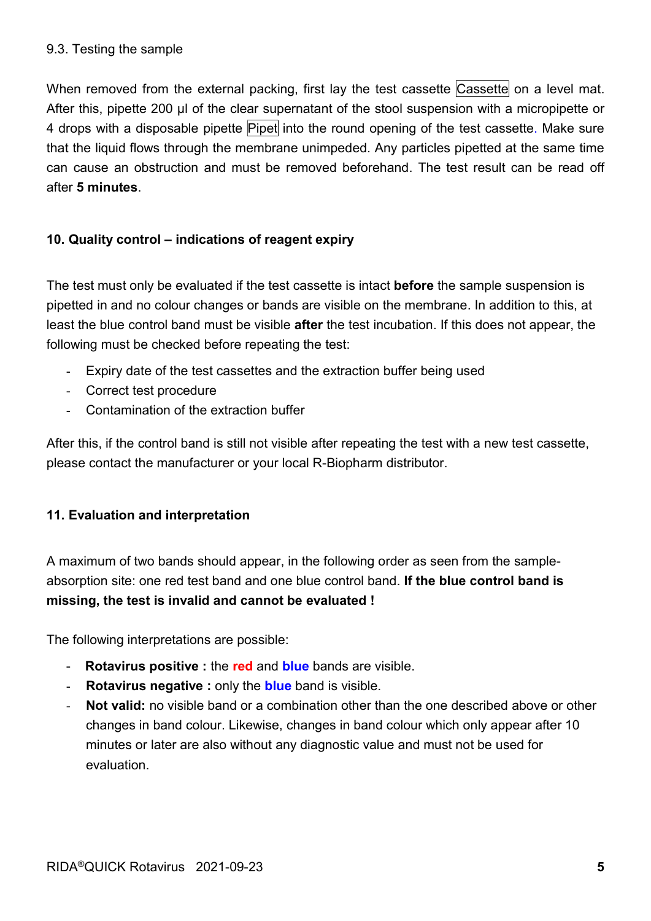9.3. Testing the sample

When removed from the external packing, first lay the test cassette Cassette on a level mat. After this, pipette 200 µl of the clear supernatant of the stool suspension with a micropipette or 4 drops with a disposable pipette Pipet into the round opening of the test cassette. Make sure that the liquid flows through the membrane unimpeded. Any particles pipetted at the same time can cause an obstruction and must be removed beforehand. The test result can be read off after **5 minutes**.

## 10. Quality control – indications of reagent expiry

The test must only be evaluated if the test cassette is intact **before** the sample suspension is pipetted in and no colour changes or bands are visible on the membrane. In addition to this, at least the blue control band must be visible **after** the test incubation. If this does not appear, the following must be checked before repeating the test:

- Expiry date of the test cassettes and the extraction buffer being used
- Correct test procedure
- Contamination of the extraction buffer

After this, if the control band is still not visible after repeating the test with a new test cassette, please contact the manufacturer or your local R-Biopharm distributor.

## 11. Evaluation and interpretation

A maximum of two bands should appear, in the following order as seen from the sample-absorption site: one red test band and one blue control band. **If the blue control band is missing, the test is invalid and cannot be evaluated !**

The following interpretations are possible:

- **Rotavirus positive :** the **red** and **blue** bands are visible.
- **Rotavirus negative :** only the **blue** band is visible.
- **Not valid:** no visible band or a combination other than the one described above or other changes in band colour. Likewise, changes in band colour which only appear after 10 minutes or later are also without any diagnostic value and must not be used for evaluation.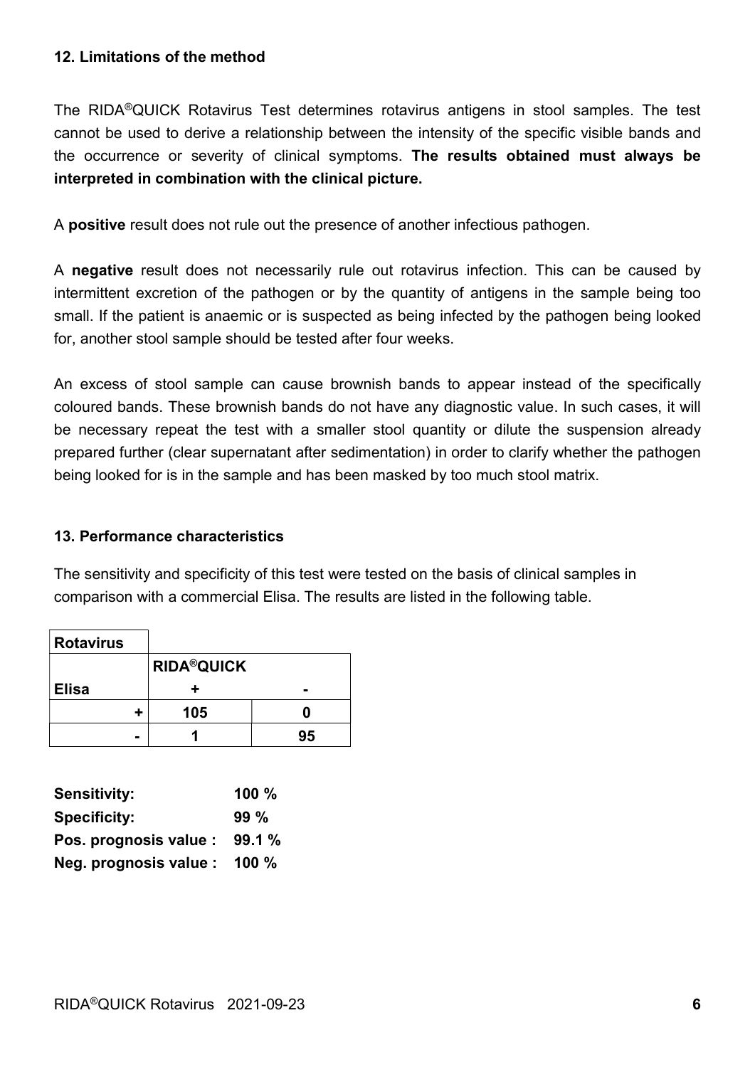## 12. Limitations of the method

The RIDA®QUICK Rotavirus Test determines rotavirus antigens in stool samples. The test cannot be used to derive a relationship between the intensity of the specific visible bands and the occurrence or severity of clinical symptoms. **The results obtained must always be interpreted in combination with the clinical picture.**

A **positive** result does not rule out the presence of another infectious pathogen.

A **negative** result does not necessarily rule out rotavirus infection. This can be caused by intermittent excretion of the pathogen or by the quantity of antigens in the sample being too small. If the patient is anaemic or is suspected as being infected by the pathogen being looked for, another stool sample should be tested after four weeks.

An excess of stool sample can cause brownish bands to appear instead of the specifically coloured bands. These brownish bands do not have any diagnostic value. In such cases, it will be necessary repeat the test with a smaller stool quantity or dilute the suspension already prepared further (clear supernatant after sedimentation) in order to clarify whether the pathogen being looked for is in the sample and has been masked by too much stool matrix.

## 13. Performance characteristics

The sensitivity and specificity of this test were tested on the basis of clinical samples in comparison with a commercial Elisa. The results are listed in the following table.

| **Rotavirus** | | |
|---|---|---|
| | **RIDA®QUICK** | |
| **Elisa** | **+** | **-** |
| **+** | **105** | **0** |
| **-** | **1** | **95** |

**Sensitivity:** **100 %**
**Specificity:** **99 %**
**Pos. prognosis value :** **99.1 %**
**Neg. prognosis value :** **100 %**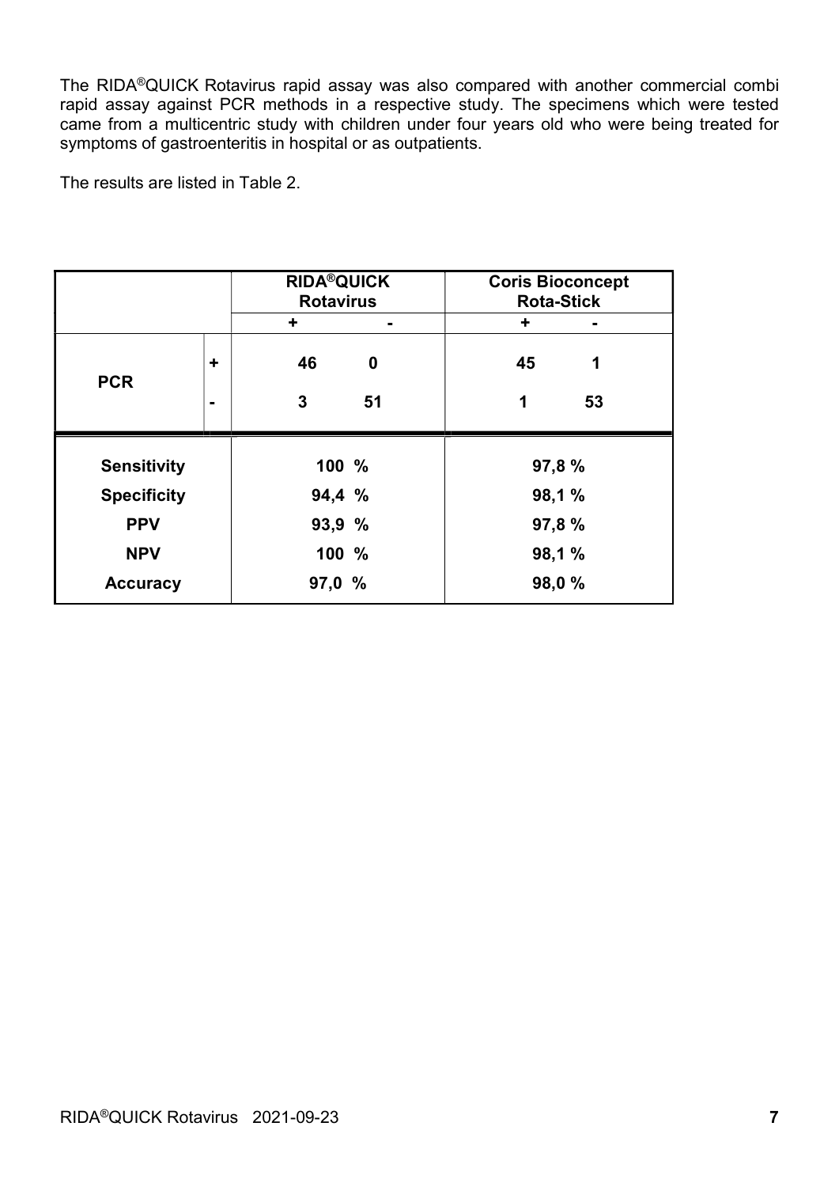The RIDA®QUICK Rotavirus rapid assay was also compared with another commercial combi rapid assay against PCR methods in a respective study. The specimens which were tested came from a multicentric study with children under four years old who were being treated for symptoms of gastroenteritis in hospital or as outpatients.

The results are listed in Table 2.

| | | RIDA®QUICK Rotavirus | | Coris Bioconcept Rota-Stick | |
|---|---|---|---|---|---|
| | | + | - | + | - |
| PCR | + | 46 | 0 | 45 | 1 |
| | - | 3 | 51 | 1 | 53 |
| Sensitivity | | 100 % | | 97,8 % | |
| Specificity | | 94,4 % | | 98,1 % | |
| PPV | | 93,9 % | | 97,8 % | |
| NPV | | 100 % | | 98,1 % | |
| Accuracy | | 97,0 % | | 98,0 % | |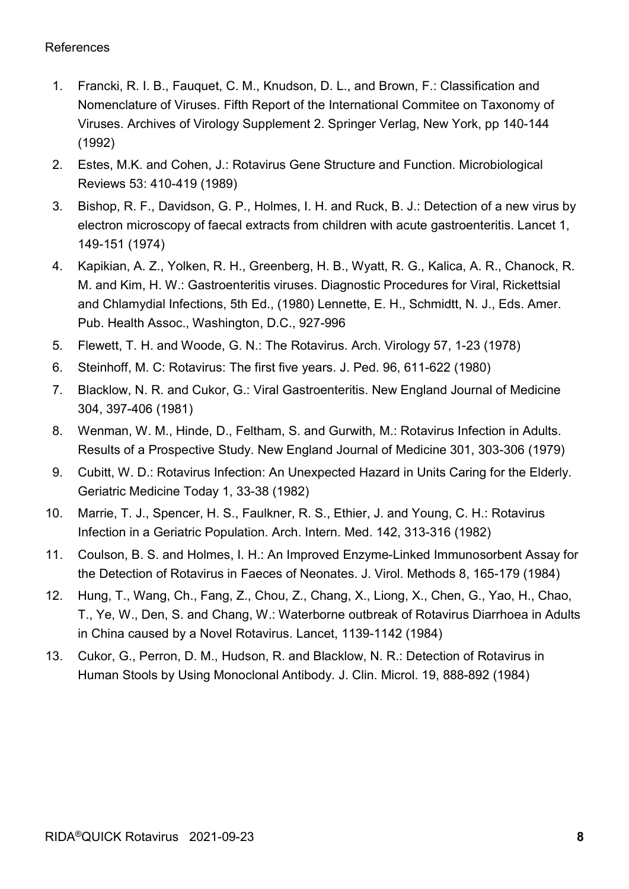References

1. Francki, R. I. B., Fauquet, C. M., Knudson, D. L., and Brown, F.: Classification and Nomenclature of Viruses. Fifth Report of the International Commitee on Taxonomy of Viruses. Archives of Virology Supplement 2. Springer Verlag, New York, pp 140-144 (1992)
2. Estes, M.K. and Cohen, J.: Rotavirus Gene Structure and Function. Microbiological Reviews 53: 410-419 (1989)
3. Bishop, R. F., Davidson, G. P., Holmes, I. H. and Ruck, B. J.: Detection of a new virus by electron microscopy of faecal extracts from children with acute gastroenteritis. Lancet 1, 149-151 (1974)
4. Kapikian, A. Z., Yolken, R. H., Greenberg, H. B., Wyatt, R. G., Kalica, A. R., Chanock, R. M. and Kim, H. W.: Gastroenteritis viruses. Diagnostic Procedures for Viral, Rickettsial and Chlamydial Infections, 5th Ed., (1980) Lennette, E. H., Schmidtt, N. J., Eds. Amer. Pub. Health Assoc., Washington, D.C., 927-996
5. Flewett, T. H. and Woode, G. N.: The Rotavirus. Arch. Virology 57, 1-23 (1978)
6. Steinhoff, M. C: Rotavirus: The first five years. J. Ped. 96, 611-622 (1980)
7. Blacklow, N. R. and Cukor, G.: Viral Gastroenteritis. New England Journal of Medicine 304, 397-406 (1981)
8. Wenman, W. M., Hinde, D., Feltham, S. and Gurwith, M.: Rotavirus Infection in Adults. Results of a Prospective Study. New England Journal of Medicine 301, 303-306 (1979)
9. Cubitt, W. D.: Rotavirus Infection: An Unexpected Hazard in Units Caring for the Elderly. Geriatric Medicine Today 1, 33-38 (1982)
10. Marrie, T. J., Spencer, H. S., Faulkner, R. S., Ethier, J. and Young, C. H.: Rotavirus Infection in a Geriatric Population. Arch. Intern. Med. 142, 313-316 (1982)
11. Coulson, B. S. and Holmes, I. H.: An Improved Enzyme-Linked Immunosorbent Assay for the Detection of Rotavirus in Faeces of Neonates. J. Virol. Methods 8, 165-179 (1984)
12. Hung, T., Wang, Ch., Fang, Z., Chou, Z., Chang, X., Liong, X., Chen, G., Yao, H., Chao, T., Ye, W., Den, S. and Chang, W.: Waterborne outbreak of Rotavirus Diarrhoea in Adults in China caused by a Novel Rotavirus. Lancet, 1139-1142 (1984)
13. Cukor, G., Perron, D. M., Hudson, R. and Blacklow, N. R.: Detection of Rotavirus in Human Stools by Using Monoclonal Antibody. J. Clin. Microl. 19, 888-892 (1984)